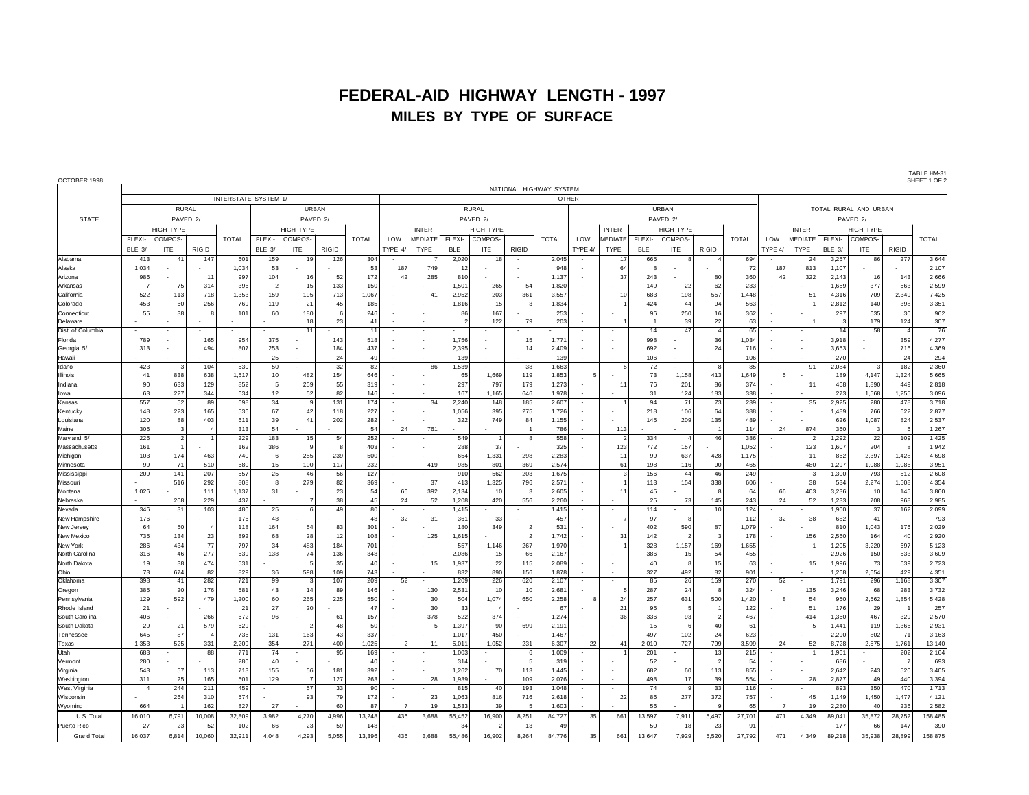# FEDERAL-AID HIGHWAY LENGTH - 1997

## MILES BY TYPE OF SURFACE

OCTOBER 1998

TABLE HM-31
SHEET 1 OF 2

| STATE | NATIONAL HIGHWAY SYSTEM | | | | | | | | | | | | | | | | | | | | | | | | | | |
|---|---|---|---|---|---|---|---|---|---|---|---|---|---|---|---|---|---|---|---|---|---|---|---|---|---|---|---|
| | INTERSTATE SYSTEM 1/ | | | | | | | | OTHER | | | | | | | | | | | | | | TOTAL RURAL AND URBAN | | | | |
| | RURAL | | | | URBAN | | | | RURAL | | | | | | URBAN | | | | | | | | | | | | |
| | PAVED 2/ | | | | PAVED 2/ | | | | PAVED 2/ | | | | | | PAVED 2/ | | | | | | | | PAVED 2/ | | | | |
| | HIGH TYPE | | | | HIGH TYPE | | | | | | HIGH TYPE | | | | | | HIGH TYPE | | | | | | | HIGH TYPE | | | |
| | FLEXI-BLE 3/ | COMPOS-ITE | RIGID | TOTAL | FLEXI-BLE 3/ | COMPOS-ITE | RIGID | TOTAL | LOW TYPE 4/ | INTER-MEDIATE TYPE | FLEXI-BLE | COMPOS-ITE | RIGID | TOTAL | LOW TYPE 4/ | INTER-MEDIATE TYPE | FLEXI-BLE | COMPOS-ITE | RIGID | TOTAL | LOW TYPE 4/ | INTER-MEDIATE TYPE | FLEXI-BLE 3/ | COMPOS-ITE | RIGID | TOTAL |
| Alabama | 413 | 41 | 147 | 601 | 159 | 19 | 126 | 304 | - | 7 | 2,020 | 18 | - | 2,045 | - | 17 | 665 | 8 | 4 | 694 | - | 24 | 3,257 | 86 | 277 | 3,644 |
| Alaska | 1,034 | - | - | 1,034 | 53 | - | - | 53 | 187 | 749 | 12 | - | - | 948 | - | 64 | 8 | - | - | 72 | 187 | 813 | 1,107 | - | - | 2,107 |
| Arizona | 986 | - | 11 | 997 | 104 | 16 | 52 | 172 | 42 | 285 | 810 | - | - | 1,137 | - | 37 | 243 | - | 80 | 360 | 42 | 322 | 2,143 | 16 | 143 | 2,666 |
| Arkansas | 7 | 75 | 314 | 396 | 2 | 15 | 133 | 150 | - | - | 1,501 | 265 | 54 | 1,820 | - | - | 149 | 22 | 62 | 233 | - | - | 1,659 | 377 | 563 | 2,599 |
| California | 522 | 113 | 718 | 1,353 | 159 | 195 | 713 | 1,067 | - | 41 | 2,952 | 203 | 361 | 3,557 | - | 10 | 683 | 198 | 557 | 1,448 | - | 51 | 4,316 | 709 | 2,349 | 7,425 |
| Colorado | 453 | 60 | 256 | 769 | 119 | 21 | 45 | 185 | - | - | 1,816 | 15 | 3 | 1,834 | - | 1 | 424 | 44 | 94 | 563 | - | 1 | 2,812 | 140 | 398 | 3,351 |
| Connecticut | 55 | 38 | 8 | 101 | 60 | 180 | 6 | 246 | - | - | 86 | 167 | - | 253 | - | - | 96 | 250 | 16 | 362 | - | - | 297 | 635 | 30 | 962 |
| Delaware | - | - | - | - | - | 18 | 23 | 41 | - | - | 2 | 122 | 79 | 203 | - | 1 | 1 | 39 | 22 | 63 | - | 1 | 3 | 179 | 124 | 307 |
| Dist. of Columbia | - | - | - | - | - | 11 | - | 11 | - | - | - | - | - | - | - | - | 14 | 47 | 4 | 65 | - | - | 14 | 58 | 4 | 76 |
| Florida | 789 | - | 165 | 954 | 375 | - | 143 | 518 | - | - | 1,756 | - | 15 | 1,771 | - | - | 998 | - | 36 | 1,034 | - | - | 3,918 | - | 359 | 4,277 |
| Georgia 5/ | 313 | - | 494 | 807 | 253 | - | 184 | 437 | - | - | 2,395 | - | 14 | 2,409 | - | - | 692 | - | 24 | 716 | - | - | 3,653 | - | 716 | 4,369 |
| Hawaii | - | - | - | - | 25 | - | 24 | 49 | - | - | 139 | - | - | 139 | - | - | 106 | - | - | 106 | - | - | 270 | - | 24 | 294 |
| Idaho | 423 | 3 | 104 | 530 | 50 | - | 32 | 82 | - | 86 | 1,539 | - | 38 | 1,663 | - | 5 | 72 | - | 8 | 85 | - | 91 | 2,084 | 3 | 182 | 2,360 |
| Illinois | 41 | 838 | 638 | 1,517 | 10 | 482 | 154 | 646 | - | - | 65 | 1,669 | 119 | 1,853 | 5 | - | 73 | 1,158 | 413 | 1,649 | 5 | - | 189 | 4,147 | 1,324 | 5,665 |
| Indiana | 90 | 633 | 129 | 852 | 5 | 259 | 55 | 319 | - | - | 297 | 797 | 179 | 1,273 | - | 11 | 76 | 201 | 86 | 374 | - | 11 | 468 | 1,890 | 449 | 2,818 |
| Iowa | 63 | 227 | 344 | 634 | 12 | 52 | 82 | 146 | - | - | 167 | 1,165 | 646 | 1,978 | - | - | 31 | 124 | 183 | 338 | - | - | 273 | 1,568 | 1,255 | 3,096 |
| Kansas | 557 | 52 | 89 | 698 | 34 | 9 | 131 | 174 | - | 34 | 2,240 | 148 | 185 | 2,607 | - | 1 | 94 | 71 | 73 | 239 | - | 35 | 2,925 | 280 | 478 | 3,718 |
| Kentucky | 148 | 223 | 165 | 536 | 67 | 42 | 118 | 227 | - | - | 1,056 | 395 | 275 | 1,726 | - | - | 218 | 106 | 64 | 388 | - | - | 1,489 | 766 | 622 | 2,877 |
| Louisiana | 120 | 88 | 403 | 611 | 39 | 41 | 202 | 282 | - | - | 322 | 749 | 84 | 1,155 | - | - | 145 | 209 | 135 | 489 | - | - | 626 | 1,087 | 824 | 2,537 |
| Maine | 306 | 3 | 4 | 313 | 54 | - | - | 54 | 24 | 761 | - | - | 1 | 786 | - | 113 | - | - | 1 | 114 | 24 | 874 | 360 | 3 | 6 | 1,267 |
| Maryland 5/ | 226 | 2 | 1 | 229 | 183 | 15 | 54 | 252 | - | - | 549 | 1 | 8 | 558 | - | 2 | 334 | 4 | 46 | 386 | - | 2 | 1,292 | 22 | 109 | 1,425 |
| Massachusetts | 161 | 1 | - | 162 | 386 | 9 | 8 | 403 | - | - | 288 | 37 | - | 325 | - | 123 | 772 | 157 | - | 1,052 | - | 123 | 1,607 | 204 | 8 | 1,942 |
| Michigan | 103 | 174 | 463 | 740 | 6 | 255 | 239 | 500 | - | - | 654 | 1,331 | 298 | 2,283 | - | 11 | 99 | 637 | 428 | 1,175 | - | 11 | 862 | 2,397 | 1,428 | 4,698 |
| Minnesota | 99 | 71 | 510 | 680 | 15 | 100 | 117 | 232 | - | 419 | 985 | 801 | 369 | 2,574 | - | 61 | 198 | 116 | 90 | 465 | - | 480 | 1,297 | 1,088 | 1,086 | 3,951 |
| Mississippi | 209 | 141 | 207 | 557 | 25 | 46 | 56 | 127 | - | - | 910 | 562 | 203 | 1,675 | - | 3 | 156 | 44 | 46 | 249 | - | 3 | 1,300 | 793 | 512 | 2,608 |
| Missouri | - | 516 | 292 | 808 | 8 | 279 | 82 | 369 | - | 37 | 413 | 1,325 | 796 | 2,571 | - | 1 | 113 | 154 | 338 | 606 | - | 38 | 534 | 2,274 | 1,508 | 4,354 |
| Montana | 1,026 | - | 111 | 1,137 | 31 | - | 23 | 54 | 66 | 392 | 2,134 | 10 | 3 | 2,605 | - | 11 | 45 | - | 8 | 64 | 66 | 403 | 3,236 | 10 | 145 | 3,860 |
| Nebraska | - | 208 | 229 | 437 | - | 7 | 38 | 45 | 24 | 52 | 1,208 | 420 | 556 | 2,260 | - | - | 25 | 73 | 145 | 243 | 24 | 52 | 1,233 | 708 | 968 | 2,985 |
| Nevada | 346 | 31 | 103 | 480 | 25 | 6 | 49 | 80 | - | - | 1,415 | - | - | 1,415 | - | - | 114 | - | 10 | 124 | - | - | 1,900 | 37 | 162 | 2,099 |
| New Hampshire | 176 | - | - | 176 | 48 | - | - | 48 | 32 | 31 | 361 | 33 | - | 457 | - | 7 | 97 | 8 | - | 112 | 32 | 38 | 682 | 41 | - | 793 |
| New Jersey | 64 | 50 | 4 | 118 | 164 | 54 | 83 | 301 | - | - | 180 | 349 | 2 | 531 | - | - | 402 | 590 | 87 | 1,079 | - | - | 810 | 1,043 | 176 | 2,029 |
| New Mexico | 735 | 134 | 23 | 892 | 68 | 28 | 12 | 108 | - | 125 | 1,615 | - | 2 | 1,742 | - | 31 | 142 | 2 | 3 | 178 | - | 156 | 2,560 | 164 | 40 | 2,920 |
| New York | 286 | 434 | 77 | 797 | 34 | 483 | 184 | 701 | - | - | 557 | 1,146 | 267 | 1,970 | - | 1 | 328 | 1,157 | 169 | 1,655 | - | 1 | 1,205 | 3,220 | 697 | 5,123 |
| North Carolina | 316 | 46 | 277 | 639 | 138 | 74 | 136 | 348 | - | - | 2,086 | 15 | 66 | 2,167 | - | - | 386 | 15 | 54 | 455 | - | - | 2,926 | 150 | 533 | 3,609 |
| North Dakota | 19 | 38 | 474 | 531 | - | 5 | 35 | 40 | - | 15 | 1,937 | 22 | 115 | 2,089 | - | - | 40 | 8 | 15 | 63 | - | 15 | 1,996 | 73 | 639 | 2,723 |
| Ohio | 73 | 674 | 82 | 829 | 36 | 598 | 109 | 743 | - | - | 832 | 890 | 156 | 1,878 | - | - | 327 | 492 | 82 | 901 | - | - | 1,268 | 2,654 | 429 | 4,351 |
| Oklahoma | 398 | 41 | 282 | 721 | 99 | 3 | 107 | 209 | 52 | - | 1,209 | 226 | 620 | 2,107 | - | - | 85 | 26 | 159 | 270 | 52 | - | 1,791 | 296 | 1,168 | 3,307 |
| Oregon | 385 | 20 | 176 | 581 | 43 | 14 | 89 | 146 | - | 130 | 2,531 | 10 | 10 | 2,681 | - | 5 | 287 | 24 | 8 | 324 | - | 135 | 3,246 | 68 | 283 | 3,732 |
| Pennsylvania | 129 | 592 | 479 | 1,200 | 60 | 265 | 225 | 550 | - | 30 | 504 | 1,074 | 650 | 2,258 | 8 | 24 | 257 | 631 | 500 | 1,420 | 8 | 54 | 950 | 2,562 | 1,854 | 5,428 |
| Rhode Island | 21 | - | - | 21 | 27 | 20 | - | 47 | - | 30 | 33 | 4 | - | 67 | - | 21 | 95 | 5 | 1 | 122 | - | 51 | 176 | 29 | 1 | 257 |
| South Carolina | 406 | - | 266 | 672 | 96 | - | 61 | 157 | - | 378 | 522 | 374 | - | 1,274 | - | 36 | 336 | 93 | 2 | 467 | - | 414 | 1,360 | 467 | 329 | 2,570 |
| South Dakota | 29 | 21 | 579 | 629 | - | 2 | 48 | 50 | - | 5 | 1,397 | 90 | 699 | 2,191 | - | - | 15 | 6 | 40 | 61 | - | 5 | 1,441 | 119 | 1,366 | 2,931 |
| Tennessee | 645 | 87 | 4 | 736 | 131 | 163 | 43 | 337 | - | - | 1,017 | 450 | - | 1,467 | - | - | 497 | 102 | 24 | 623 | - | - | 2,290 | 802 | 71 | 3,163 |
| Texas | 1,353 | 525 | 331 | 2,209 | 354 | 271 | 400 | 1,025 | 2 | 11 | 5,011 | 1,052 | 231 | 6,307 | 22 | 41 | 2,010 | 727 | 799 | 3,599 | 24 | 52 | 8,728 | 2,575 | 1,761 | 13,140 |
| Utah | 683 | - | 88 | 771 | 74 | - | 95 | 169 | - | - | 1,003 | - | 6 | 1,009 | - | 1 | 201 | - | 13 | 215 | - | 1 | 1,961 | - | 202 | 2,164 |
| Vermont | 280 | - | - | 280 | 40 | - | - | 40 | - | - | 314 | - | 5 | 319 | - | - | 52 | - | 2 | 54 | - | - | 686 | - | 7 | 693 |
| Virginia | 543 | 57 | 113 | 713 | 155 | 56 | 181 | 392 | - | - | 1,262 | 70 | 113 | 1,445 | - | - | 682 | 60 | 113 | 855 | - | - | 2,642 | 243 | 520 | 3,405 |
| Washington | 311 | 25 | 165 | 501 | 129 | 7 | 127 | 263 | - | 28 | 1,939 | - | 109 | 2,076 | - | - | 498 | 17 | 39 | 554 | - | 28 | 2,877 | 49 | 440 | 3,394 |
| West Virginia | 4 | 244 | 211 | 459 | - | 57 | 33 | 90 | - | - | 815 | 40 | 193 | 1,048 | - | - | 74 | 9 | 33 | 116 | - | - | 893 | 350 | 470 | 1,713 |
| Wisconsin | - | 264 | 310 | 574 | - | 93 | 79 | 172 | - | 23 | 1,063 | 816 | 716 | 2,618 | - | 22 | 86 | 277 | 372 | 757 | - | 45 | 1,149 | 1,450 | 1,477 | 4,121 |
| Wyoming | 664 | 1 | 162 | 827 | 27 | - | 60 | 87 | 7 | 19 | 1,533 | 39 | 5 | 1,603 | - | - | 56 | - | 9 | 65 | 7 | 19 | 2,280 | 40 | 236 | 2,582 |
| U.S. Total | 16,010 | 6,791 | 10,008 | 32,809 | 3,982 | 4,270 | 4,996 | 13,248 | 436 | 3,688 | 55,452 | 16,900 | 8,251 | 84,727 | 35 | 661 | 13,597 | 7,911 | 5,497 | 27,701 | 471 | 4,349 | 89,041 | 35,872 | 28,752 | 158,485 |
| Puerto Rico | 27 | 23 | 52 | 102 | 66 | 23 | 59 | 148 | - | - | 34 | 2 | 13 | 49 | - | - | 50 | 18 | 23 | 91 | - | - | 177 | 66 | 147 | 390 |
| Grand Total | 16,037 | 6,814 | 10,060 | 32,911 | 4,048 | 4,293 | 5,055 | 13,396 | 436 | 3,688 | 55,486 | 16,902 | 8,264 | 84,776 | 35 | 661 | 13,647 | 7,929 | 5,520 | 27,792 | 471 | 4,349 | 89,218 | 35,938 | 28,899 | 158,875 |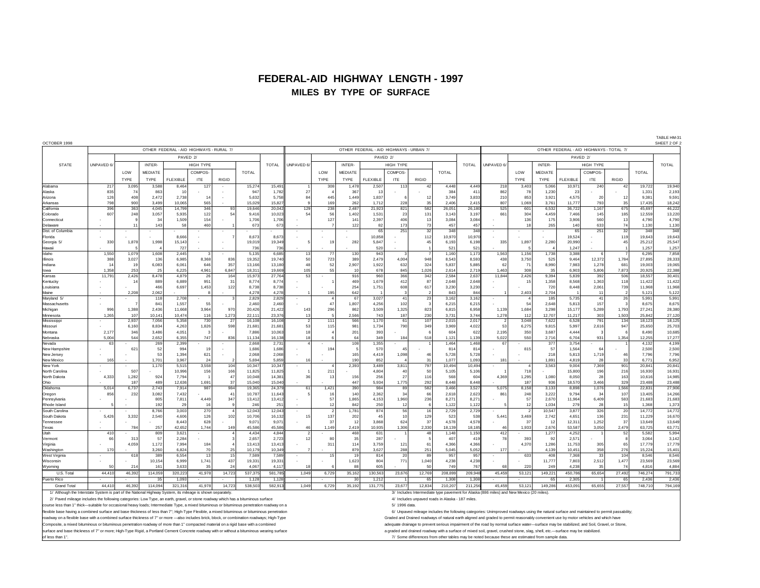# FEDERAL-AID HIGHWAY LENGTH - 1997

## MILES BY TYPE OF SURFACE

OCTOBER 1998

TABLE HM-31
SHEET 2 OF 2

| STATE | OTHER FEDERAL - AID HIGHWAYS - RURAL 7/ | | | | | | | | OTHER FEDERAL - AID HIGHWAYS - URBAN 7/ | | | | | | | | OTHER FEDERAL - AID HIGHWAYS - TOTAL 7/ | | | | | | | |
|---|---|---|---|---|---|---|---|---|---|---|---|---|---|---|---|---|---|---|---|---|---|---|---|---|
| | UNPAVED 6/ | PAVED 2/ | | | | | | TOTAL | UNPAVED 6/ | PAVED 2/ | | | | | | TOTAL | UNPAVED 6/ | PAVED 2/ | | | | | | TOTAL |
| | | LOW TYPE | INTER-MEDIATE TYPE | HIGH TYPE | | | TOTAL | | | LOW TYPE | INTER-MEDIATE TYPE | HIGH TYPE | | | TOTAL | | | LOW TYPE | INTER-MEDIATE TYPE | HIGH TYPE | | | TOTAL | |
| | | | | FLEXIBLE | COMPOS-ITE | RIGID | | | | | | FLEXIBLE | COMPOS-ITE | RIGID | | | | | | FLEXIBLE | COMPOS-ITE | RIGID | | |
| Alabama | 217 | 3,095 | 3,588 | 8,464 | 127 | - | 15,274 | 15,491 | 1 | 308 | 1,478 | 2,507 | 113 | 42 | 4,448 | 4,449 | 218 | 3,403 | 5,066 | 10,971 | 240 | 42 | 19,722 | 19,940 |
| Alaska | 835 | 74 | 863 | 10 | - | - | 947 | 1,782 | 27 | 4 | 367 | 13 | - | - | 384 | 411 | 862 | 78 | 1,230 | 23 | - | - | 1,331 | 2,193 |
| Arizona | 126 | 408 | 2,472 | 2,738 | 14 | - | 5,632 | 5,758 | 84 | 445 | 1,449 | 1,837 | 6 | 12 | 3,749 | 3,833 | 210 | 853 | 3,921 | 4,575 | 20 | 12 | 9,381 | 9,591 |
| Arkansas | 798 | 900 | 3,499 | 10,065 | 565 | - | 15,029 | 15,827 | 9 | 169 | 262 | 1,712 | 228 | 35 | 2,406 | 2,415 | 807 | 1,069 | 3,761 | 11,777 | 793 | 35 | 17,435 | 18,242 |
| California | 396 | 363 | 4,045 | 14,799 | 346 | 93 | 19,646 | 20,042 | 129 | 238 | 2,487 | 21,923 | 821 | 582 | 26,051 | 26,180 | 525 | 601 | 6,532 | 36,722 | 1,167 | 675 | 45,697 | 46,222 |
| Colorado | 607 | 248 | 3,057 | 5,935 | 122 | 54 | 9,416 | 10,023 | 54 | 56 | 1,402 | 1,531 | 23 | 131 | 3,143 | 3,197 | 661 | 304 | 4,459 | 7,466 | 145 | 185 | 12,559 | 13,220 |
| Connecticut | - | 9 | 34 | 1,509 | 154 | - | 1,706 | 1,706 | - | 127 | 141 | 2,397 | 406 | 13 | 3,084 | 3,084 | - | 136 | 175 | 3,906 | 560 | 13 | 4,790 | 4,790 |
| Delaware | - | 11 | 143 | 58 | 460 | 1 | 673 | 673 | - | 7 | 122 | 82 | 173 | 73 | 457 | 457 | - | 18 | 265 | 140 | 633 | 74 | 1,130 | 1,130 |
| Dist. of Columbia | - | - | - | - | - | - | - | - | - | - | - | 65 | 251 | 32 | 348 | 348 | - | - | - | 65 | 251 | 32 | 348 | 348 |
| Florida | - | - | - | 8,666 | - | 7 | 8,673 | 8,673 | - | - | - | 10,858 | - | 112 | 10,970 | 10,970 | - | - | - | 19,524 | - | 119 | 19,643 | 19,643 |
| Georgia 5/ | 330 | 1,878 | 1,998 | 15,143 | - | - | 19,019 | 19,349 | 5 | 19 | 282 | 5,847 | - | 45 | 6,193 | 6,198 | 335 | 1,897 | 2,280 | 20,990 | - | 45 | 25,212 | 25,547 |
| Hawaii | - | 5 | 4 | 727 | - | - | 736 | 736 | - | - | - | 520 | - | 1 | 521 | 521 | - | 5 | 4 | 1,247 | - | 1 | 1,257 | 1,257 |
| Idaho | 1,550 | 1,079 | 1,608 | 2,445 | 3 | - | 5,135 | 6,685 | 13 | 77 | 130 | 943 | 3 | 7 | 1,160 | 1,173 | 1,563 | 1,156 | 1,738 | 3,388 | 6 | 7 | 6,295 | 7,858 |
| Illinois | 388 | 3,027 | 136 | 6,985 | 8,368 | 836 | 19,352 | 19,740 | 50 | 723 | 389 | 2,479 | 4,004 | 948 | 8,543 | 8,593 | 438 | 3,750 | 525 | 9,464 | 12,372 | 1,784 | 27,895 | 28,333 |
| Indiana | 14 | 19 | 6,083 | 6,061 | 646 | 357 | 13,166 | 13,180 | 48 | 52 | 2,907 | 1,922 | 632 | 324 | 5,837 | 5,885 | 62 | 71 | 8,990 | 7,983 | 1,278 | 681 | 19,003 | 19,065 |
| Iowa | 1,358 | 253 | 25 | 6,225 | 4,961 | 6,847 | 18,311 | 19,669 | 105 | 55 | 10 | 678 | 845 | 1,026 | 2,614 | 2,719 | 1,463 | 308 | 35 | 6,903 | 5,806 | 7,873 | 20,925 | 22,388 |
| Kansas | 11,791 | 2,426 | 8,478 | 4,879 | 26 | 164 | 15,973 | 27,764 | 53 | - | 916 | 960 | 366 | 342 | 2,584 | 2,637 | 11,844 | 2,426 | 9,394 | 5,839 | 392 | 506 | 18,557 | 30,401 |
| Kentucky | - | 14 | 889 | 6,889 | 951 | 31 | 8,774 | 8,774 | - | 1 | 469 | 1,679 | 412 | 87 | 2,648 | 2,648 | - | 15 | 1,358 | 8,568 | 1,363 | 118 | 11,422 | 11,422 |
| Louisiana | - | - | 466 | 6,697 | 1,453 | 122 | 8,738 | 8,738 | - | - | 254 | 1,751 | 608 | 617 | 3,230 | 3,230 | - | - | 720 | 8,448 | 2,061 | 739 | 11,968 | 11,968 |
| Maine | - | 2,208 | 2,062 | - | 8 | - | 4,278 | 4,278 | 1 | 195 | 642 | 1 | 3 | 2 | 843 | 844 | 1 | 2,403 | 2,704 | 1 | 11 | 2 | 5,121 | 5,122 |
| Maryland 5/ | - | - | 118 | 2,708 | - | 3 | 2,829 | 2,829 | - | 4 | 67 | 3,027 | 41 | 23 | 3,162 | 3,162 | - | 4 | 185 | 5,735 | 41 | 26 | 5,991 | 5,991 |
| Massachusetts | - | 7 | 841 | 1,557 | 55 | - | 2,460 | 2,460 | - | 47 | 1,807 | 4,256 | 102 | 3 | 6,215 | 6,215 | - | 54 | 2,648 | 5,813 | 157 | 3 | 8,675 | 8,675 |
| Michigan | 996 | 1,388 | 2,436 | 11,668 | 3,964 | 970 | 20,426 | 21,422 | 143 | 296 | 862 | 3,509 | 1,325 | 823 | 6,815 | 6,958 | 1,139 | 1,684 | 3,298 | 15,177 | 5,289 | 1,793 | 27,241 | 28,380 |
| Minnesota | 1,265 | 107 | 10,141 | 10,474 | 116 | 1,273 | 22,111 | 23,376 | 13 | 5 | 2,566 | 743 | 187 | 230 | 3,731 | 3,744 | 1,278 | 112 | 12,707 | 11,217 | 303 | 1,503 | 25,842 | 27,120 |
| Mississippi | - | 2,937 | 7,056 | 5,358 | 730 | 27 | 16,108 | 16,108 | 2 | 111 | 566 | 1,170 | 61 | 107 | 2,015 | 2,017 | 2 | 3,048 | 7,622 | 6,528 | 791 | 134 | 18,123 | 18,125 |
| Missouri | - | 6,160 | 8,834 | 4,263 | 1,826 | 598 | 21,681 | 21,681 | 53 | 115 | 981 | 1,734 | 790 | 349 | 3,969 | 4,022 | 53 | 6,275 | 9,815 | 5,997 | 2,616 | 947 | 25,650 | 25,703 |
| Montana | 2,177 | 346 | 3,486 | 4,051 | 3 | - | 7,886 | 10,063 | 18 | 4 | 201 | 393 | - | 6 | 604 | 622 | 2,195 | 350 | 3,687 | 4,444 | 3 | 6 | 8,490 | 10,685 |
| Nebraska | 5,004 | 544 | 2,652 | 6,355 | 747 | 836 | 11,134 | 16,138 | 18 | 6 | 64 | 349 | 184 | 518 | 1,121 | 1,139 | 5,022 | 550 | 2,716 | 6,704 | 931 | 1,354 | 12,255 | 17,277 |
| Nevada | 63 | - | 269 | 2,399 | - | - | 2,668 | 2,731 | 4 | - | 108 | 1,355 | - | 1 | 1,464 | 1,468 | 67 | - | 377 | 3,754 | - | 1 | 4,132 | 4,199 |
| New Hampshire | - | 621 | 52 | 994 | 19 | - | 1,686 | 1,686 | - | 194 | 5 | 570 | 45 | - | 814 | 814 | - | 815 | 57 | 1,564 | 64 | - | 2,500 | 2,500 |
| New Jersey | - | - | 53 | 1,394 | 621 | - | 2,068 | 2,068 | - | - | 165 | 4,419 | 1,098 | 46 | 5,728 | 5,728 | - | - | 218 | 5,813 | 1,719 | 46 | 7,796 | 7,796 |
| New Mexico | 165 | - | 1,701 | 3,967 | 24 | 2 | 5,694 | 5,859 | 16 | - | 190 | 852 | 4 | 31 | 1,077 | 1,093 | 181 | - | 1,891 | 4,819 | 28 | 33 | 6,771 | 6,952 |
| New York | - | - | 1,170 | 5,515 | 3,558 | 104 | 10,347 | 10,347 | - | 4 | 2,393 | 3,489 | 3,811 | 797 | 10,494 | 10,494 | - | 4 | 3,563 | 9,004 | 7,369 | 901 | 20,841 | 20,841 |
| North Carolina | - | 507 | - | 10,996 | 156 | 166 | 11,825 | 11,825 | 1 | 211 | - | 4,804 | 40 | 50 | 5,105 | 5,106 | 1 | 718 | - | 15,800 | 196 | 216 | 16,930 | 16,931 |
| North Dakota | 4,333 | 1,282 | 924 | 7,794 | 1 | 47 | 10,048 | 14,381 | 36 | 13 | 156 | 256 | 27 | 116 | 568 | 604 | 4,369 | 1,295 | 1,080 | 8,050 | 28 | 163 | 10,616 | 14,985 |
| Ohio | - | 187 | 489 | 12,636 | 1,691 | 37 | 15,040 | 15,040 | - | - | 447 | 5,934 | 1,775 | 292 | 8,448 | 8,448 | - | 187 | 936 | 18,570 | 3,466 | 329 | 23,488 | 23,488 |
| Oklahoma | 5,014 | 6,737 | 2,743 | 7,914 | 987 | 984 | 19,365 | 24,379 | 61 | 1,421 | 390 | 984 | 89 | 582 | 3,466 | 3,527 | 5,075 | 8,158 | 3,133 | 8,898 | 1,076 | 1,566 | 22,831 | 27,906 |
| Oregon | 856 | 232 | 3,082 | 7,432 | - | 41 | 10,787 | 11,643 | 5 | 16 | 140 | 2,362 | 34 | 66 | 2,618 | 2,623 | 861 | 248 | 3,222 | 9,794 | 34 | 107 | 13,405 | 14,266 |
| Pennsylvania | - | - | 805 | 7,811 | 4,449 | 347 | 13,412 | 13,412 | - | 57 | 1,865 | 4,153 | 1,960 | 236 | 8,271 | 8,271 | - | 57 | 2,670 | 11,964 | 6,409 | 583 | 21,683 | 21,683 |
| Rhode Island | 5 | - | 192 | 29 | 16 | 9 | 246 | 251 | - | 12 | 842 | 250 | 12 | 6 | 1,122 | 1,122 | 5 | 12 | 1,034 | 279 | 28 | 15 | 1,368 | 1,373 |
| South Carolina | - | - | 8,766 | 3,003 | 270 | 4 | 12,043 | 12,043 | - | 2 | 1,781 | 874 | 56 | 16 | 2,729 | 2,729 | - | 2 | 10,547 | 3,877 | 326 | 20 | 14,772 | 14,772 |
| South Dakota | 5,426 | 3,332 | 2,540 | 4,606 | 126 | 102 | 10,706 | 16,132 | 15 | 137 | 202 | 45 | 10 | 129 | 523 | 538 | 5,441 | 3,469 | 2,742 | 4,651 | 136 | 231 | 11,229 | 16,670 |
| Tennessee | - | - | - | 8,443 | 628 | - | 9,071 | 9,071 | - | 37 | 12 | 3,868 | 624 | 37 | 4,578 | 4,578 | - | 37 | 12 | 12,311 | 1,252 | 37 | 13,649 | 13,649 |
| Texas | - | 784 | 257 | 42,652 | 1,744 | 149 | 45,586 | 45,586 | 46 | 1,149 | 2,419 | 10,935 | 1,306 | 2,330 | 18,139 | 18,185 | 46 | 1,933 | 2,676 | 53,587 | 3,050 | 2,479 | 63,725 | 63,771 |
| Utah | 410 | - | 809 | 3,621 | - | 4 | 4,434 | 4,844 | 2 | - | 468 | 631 | 1 | 48 | 1,148 | 1,150 | 412 | - | 1,277 | 4,252 | 1 | 52 | 5,582 | 5,994 |
| Vermont | 66 | 313 | 57 | 2,284 | - | 3 | 2,657 | 2,723 | 12 | 80 | 35 | 287 | - | 5 | 407 | 419 | 78 | 393 | 92 | 2,571 | - | 8 | 3,064 | 3,142 |
| Virginia | - | 4,059 | 1,172 | 7,994 | 184 | 4 | 13,413 | 13,413 | - | 311 | 114 | 3,759 | 121 | 61 | 4,366 | 4,366 | - | 4,370 | 1,286 | 11,753 | 305 | 65 | 17,779 | 17,779 |
| Washington | 170 | - | 3,260 | 6,824 | 70 | 25 | 10,179 | 10,349 | 7 | - | 879 | 3,627 | 288 | 251 | 5,045 | 5,052 | 177 | - | 4,139 | 10,451 | 358 | 276 | 15,224 | 15,401 |
| West Virginia | - | 618 | 389 | 6,554 | 13 | 15 | 7,589 | 7,589 | - | 15 | 19 | 814 | 20 | 89 | 957 | 957 | - | 633 | 408 | 7,368 | 33 | 104 | 8,546 | 8,546 |
| Wisconsin | - | - | 10,154 | 6,999 | 1,741 | 437 | 19,331 | 19,331 | - | - | 1,623 | 804 | 771 | 1,040 | 4,238 | 4,238 | - | - | 11,777 | 7,803 | 2,512 | 1,477 | 23,569 | 23,569 |
| Wyoming | 50 | 214 | 161 | 3,633 | 35 | 24 | 4,067 | 4,117 | 18 | 6 | 88 | 605 | - | 50 | 749 | 767 | 68 | 220 | 249 | 4,238 | 35 | 74 | 4,816 | 4,884 |
| U.S. Total | 44,410 | 46,392 | 114,059 | 320,223 | 41,978 | 14,723 | 537,375 | 581,785 | 1,049 | 6,729 | 35,162 | 130,563 | 23,676 | 12,769 | 208,899 | 209,948 | 45,459 | 53,121 | 149,221 | 450,786 | 65,654 | 27,492 | 746,274 | 791,733 |
| Puerto Rico | - | - | 35 | 1,093 | - | - | 1,128 | 1,128 | - | - | 30 | 1,212 | 1 | 65 | 1,308 | 1,308 | - | - | 65 | 2,305 | 1 | 65 | 2,436 | 2,436 |
| Grand Total | 44,410 | 46,392 | 114,094 | 321,316 | 41,978 | 14,723 | 538,503 | 582,913 | 1,049 | 6,729 | 35,192 | 131,775 | 23,677 | 12,834 | 210,207 | 211,256 | 45,459 | 53,121 | 149,286 | 453,091 | 65,655 | 27,557 | 748,710 | 794,169 |

1/ Although the Interstate System is part of the National Highway System, its mileage is shown separately.

2/ Paved mileage includes the following categories: Low Type, an earth, gravel, or stone roadway which has a bituminous surface course less than 1" thick—suitable for occasional heavy loads; Intermediate Type, a mixed bituminous or bituminous penetration roadway on a flexible base having a combined surface and base thickness of less than 7"; High-Type Flexible, a mixed bituminous or bituminous penetration roadway on a flexible base with a combined surface thickness of 7" or more —also includes brick, block, or combination roadways; High-Type Composite, a mixed bituminous or bituminous penetration roadway of more than 1" compacted material on a rigid base with a combined surface and base thickness of 7" or more; High-Type Rigid, a Portland Cement Concrete roadway with or without a bituminous wearing surface of less than 1".

3/ Includes Intermediate type pavement for Alaska (886 miles) and New Mexico (20 miles).

4/ Includes unpaved roads in Alaska - 187 miles.

5/ 1996 data.

6/ Unpaved mileage includes the following categories: Unimproved roadways using the natural surface and maintained to permit passability; Graded and Drained roadways of natural earth aligned and graded to permit reasonably convenient use by motor vehicles and which have adequate drainage to prevent serious impairment of the road by normal surface water—surface may be stabilized; and Soil, Gravel, or Stone, a graded and drained roadway with a surface of mixed soil, gravel, crushed stone, slag, shell, etc.—surface may be stabilized.

7/ Some differences from other tables may be noted because these are estimated from sample data.